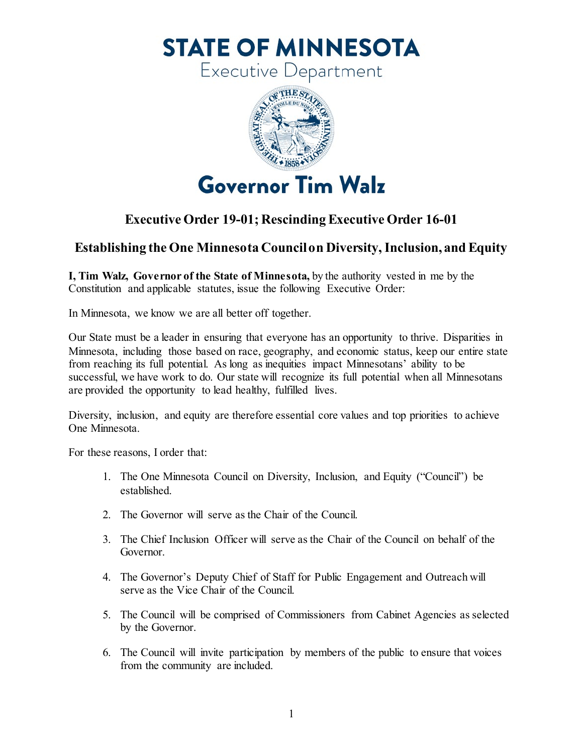# STATE OF MINNESOTA

Executive Department

# Governor Tim Walz

## Executive Order 19-01; Rescinding Executive Order 16-01

## Establishing the One Minnesota Council on Diversity, Inclusion, and Equity

**I, Tim Walz, Governor of the State of Minnesota,** by the authority vested in me by the Constitution and applicable statutes, issue the following Executive Order:

In Minnesota, we know we are all better off together.

Our State must be a leader in ensuring that everyone has an opportunity to thrive. Disparities in Minnesota, including those based on race, geography, and economic status, keep our entire state from reaching its full potential. As long as inequities impact Minnesotans' ability to be successful, we have work to do. Our state will recognize its full potential when all Minnesotans are provided the opportunity to lead healthy, fulfilled lives.

Diversity, inclusion, and equity are therefore essential core values and top priorities to achieve One Minnesota.

For these reasons, I order that:

1. The One Minnesota Council on Diversity, Inclusion, and Equity ("Council") be established.
2. The Governor will serve as the Chair of the Council.
3. The Chief Inclusion Officer will serve as the Chair of the Council on behalf of the Governor.
4. The Governor's Deputy Chief of Staff for Public Engagement and Outreach will serve as the Vice Chair of the Council.
5. The Council will be comprised of Commissioners from Cabinet Agencies as selected by the Governor.
6. The Council will invite participation by members of the public to ensure that voices from the community are included.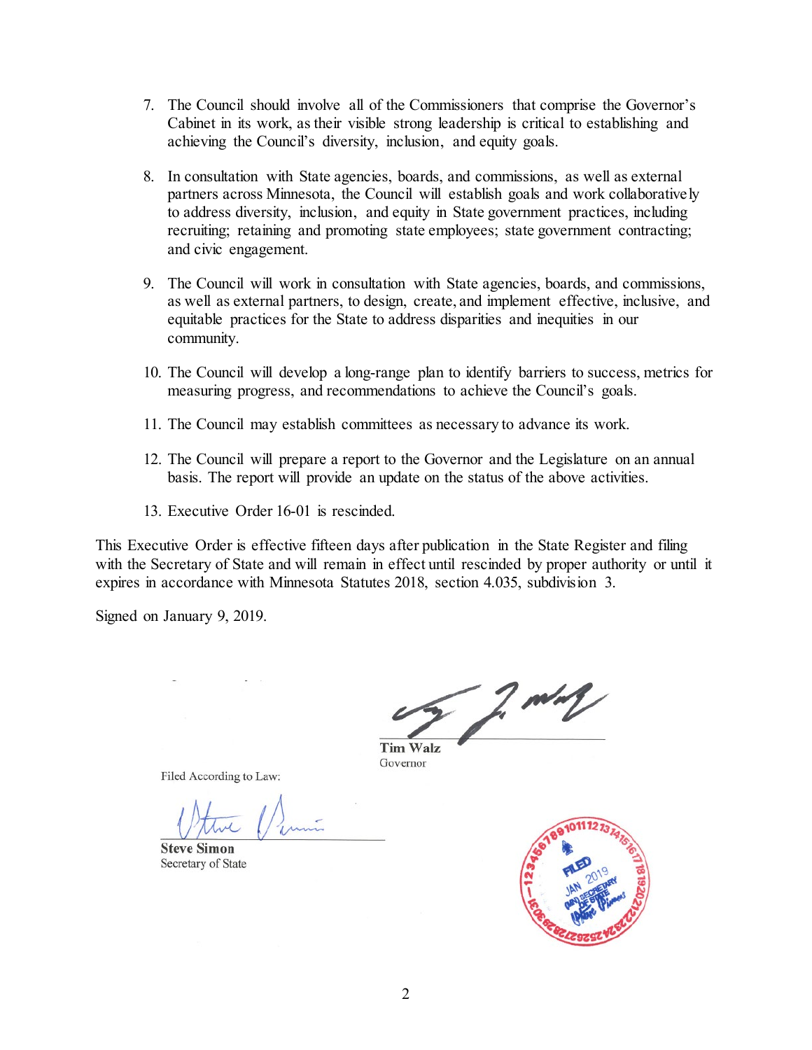7. The Council should involve all of the Commissioners that comprise the Governor's Cabinet in its work, as their visible strong leadership is critical to establishing and achieving the Council's diversity, inclusion, and equity goals.

8. In consultation with State agencies, boards, and commissions, as well as external partners across Minnesota, the Council will establish goals and work collaboratively to address diversity, inclusion, and equity in State government practices, including recruiting; retaining and promoting state employees; state government contracting; and civic engagement.

9. The Council will work in consultation with State agencies, boards, and commissions, as well as external partners, to design, create, and implement effective, inclusive, and equitable practices for the State to address disparities and inequities in our community.

10. The Council will develop a long-range plan to identify barriers to success, metrics for measuring progress, and recommendations to achieve the Council's goals.

11. The Council may establish committees as necessary to advance its work.

12. The Council will prepare a report to the Governor and the Legislature on an annual basis. The report will provide an update on the status of the above activities.

13. Executive Order 16-01 is rescinded.

This Executive Order is effective fifteen days after publication in the State Register and filing with the Secretary of State and will remain in effect until rescinded by proper authority or until it expires in accordance with Minnesota Statutes 2018, section 4.035, subdivision 3.

Signed on January 9, 2019.

**Tim Walz**
Governor

Filed According to Law:

**Steve Simon**
Secretary of State

FILED
JAN 2019
SECRETARY OF STATE